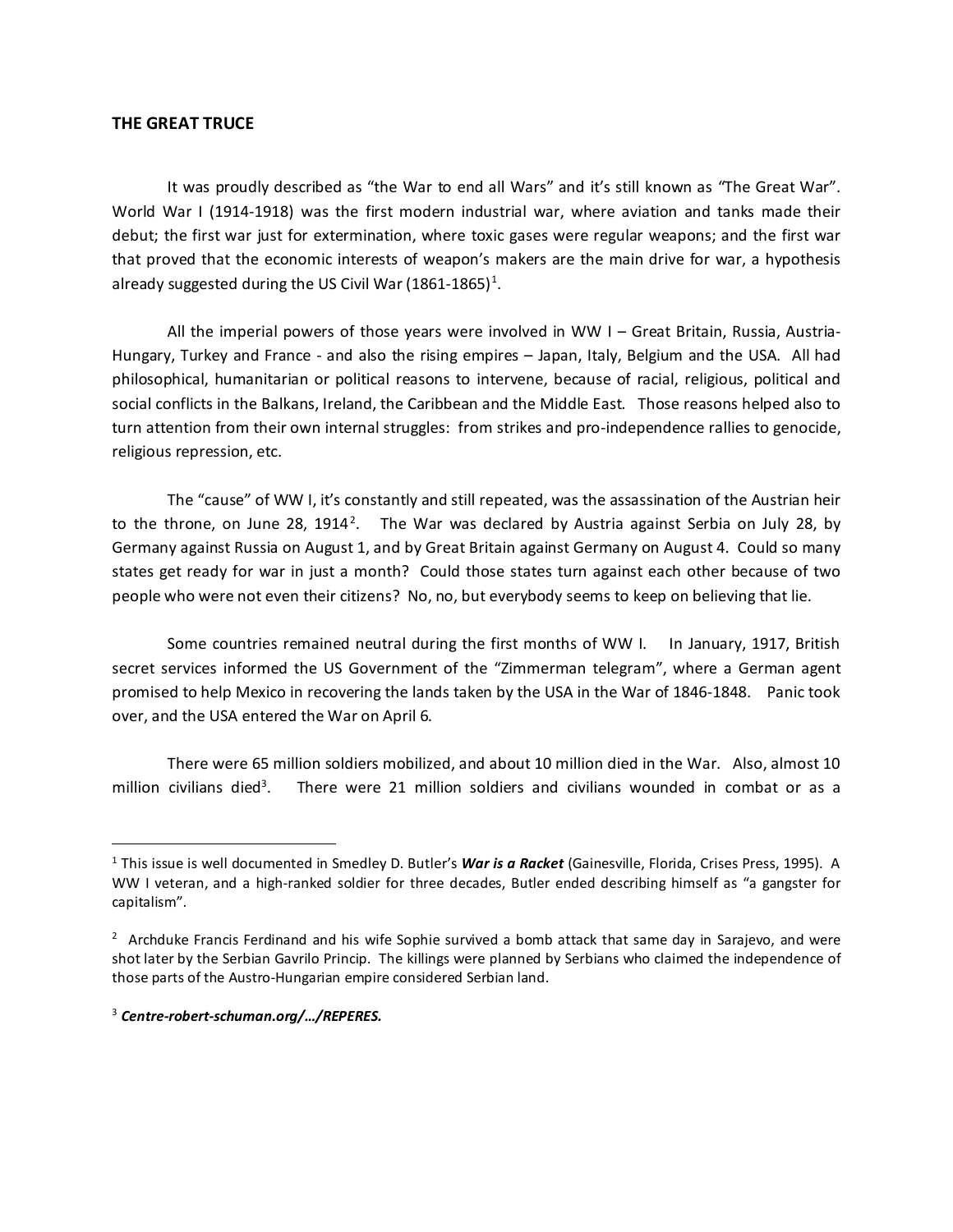**THE GREAT TRUCE**

It was proudly described as "the War to end all Wars" and it's still known as "The Great War". World War I (1914-1918) was the first modern industrial war, where aviation and tanks made their debut; the first war just for extermination, where toxic gases were regular weapons; and the first war that proved that the economic interests of weapon's makers are the main drive for war, a hypothesis already suggested during the US Civil War (1861-1865)[1].

All the imperial powers of those years were involved in WW I – Great Britain, Russia, Austria-Hungary, Turkey and France - and also the rising empires – Japan, Italy, Belgium and the USA. All had philosophical, humanitarian or political reasons to intervene, because of racial, religious, political and social conflicts in the Balkans, Ireland, the Caribbean and the Middle East. Those reasons helped also to turn attention from their own internal struggles: from strikes and pro-independence rallies to genocide, religious repression, etc.

The "cause" of WW I, it's constantly and still repeated, was the assassination of the Austrian heir to the throne, on June 28, 1914[2]. The War was declared by Austria against Serbia on July 28, by Germany against Russia on August 1, and by Great Britain against Germany on August 4. Could so many states get ready for war in just a month? Could those states turn against each other because of two people who were not even their citizens? No, no, but everybody seems to keep on believing that lie.

Some countries remained neutral during the first months of WW I. In January, 1917, British secret services informed the US Government of the "Zimmerman telegram", where a German agent promised to help Mexico in recovering the lands taken by the USA in the War of 1846-1848. Panic took over, and the USA entered the War on April 6.

There were 65 million soldiers mobilized, and about 10 million died in the War. Also, almost 10 million civilians died[3]. There were 21 million soldiers and civilians wounded in combat or as a

---

[1] This issue is well documented in Smedley D. Butler's ***War is a Racket*** (Gainesville, Florida, Crises Press, 1995). A WW I veteran, and a high-ranked soldier for three decades, Butler ended describing himself as "a gangster for capitalism".

[2] Archduke Francis Ferdinand and his wife Sophie survived a bomb attack that same day in Sarajevo, and were shot later by the Serbian Gavrilo Princip. The killings were planned by Serbians who claimed the independence of those parts of the Austro-Hungarian empire considered Serbian land.

[3] ***Centre-robert-schuman.org/…/REPERES.***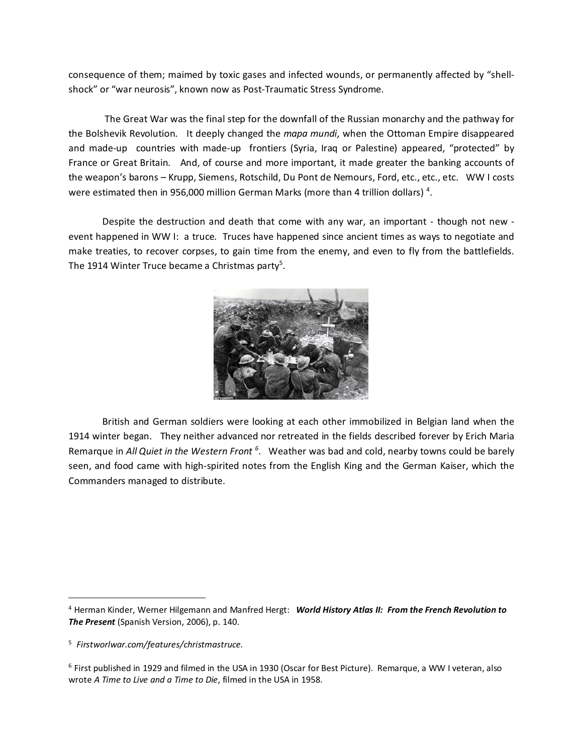consequence of them; maimed by toxic gases and infected wounds, or permanently affected by "shell-shock" or "war neurosis", known now as Post-Traumatic Stress Syndrome.

The Great War was the final step for the downfall of the Russian monarchy and the pathway for the Bolshevik Revolution. It deeply changed the *mapa mundi,* when the Ottoman Empire disappeared and made-up countries with made-up frontiers (Syria, Iraq or Palestine) appeared, "protected" by France or Great Britain. And, of course and more important, it made greater the banking accounts of the weapon's barons – Krupp, Siemens, Rotschild, Du Pont de Nemours, Ford, etc., etc., etc. WW I costs were estimated then in 956,000 million German Marks (more than 4 trillion dollars) [4].

Despite the destruction and death that come with any war, an important - though not new - event happened in WW I: a truce. Truces have happened since ancient times as ways to negotiate and make treaties, to recover corpses, to gain time from the enemy, and even to fly from the battlefields. The 1914 Winter Truce became a Christmas party[5].

British and German soldiers were looking at each other immobilized in Belgian land when the 1914 winter began. They neither advanced nor retreated in the fields described forever by Erich Maria Remarque in *All Quiet in the Western Front* [6]. Weather was bad and cold, nearby towns could be barely seen, and food came with high-spirited notes from the English King and the German Kaiser, which the Commanders managed to distribute.

---

[4] Herman Kinder, Werner Hilgemann and Manfred Hergt: ***World History Atlas II: From the French Revolution to The Present*** (Spanish Version, 2006), p. 140.

[5] *Firstworlwar.com/features/christmastruce.*

[6] First published in 1929 and filmed in the USA in 1930 (Oscar for Best Picture). Remarque, a WW I veteran, also wrote *A Time to Live and a Time to Die*, filmed in the USA in 1958.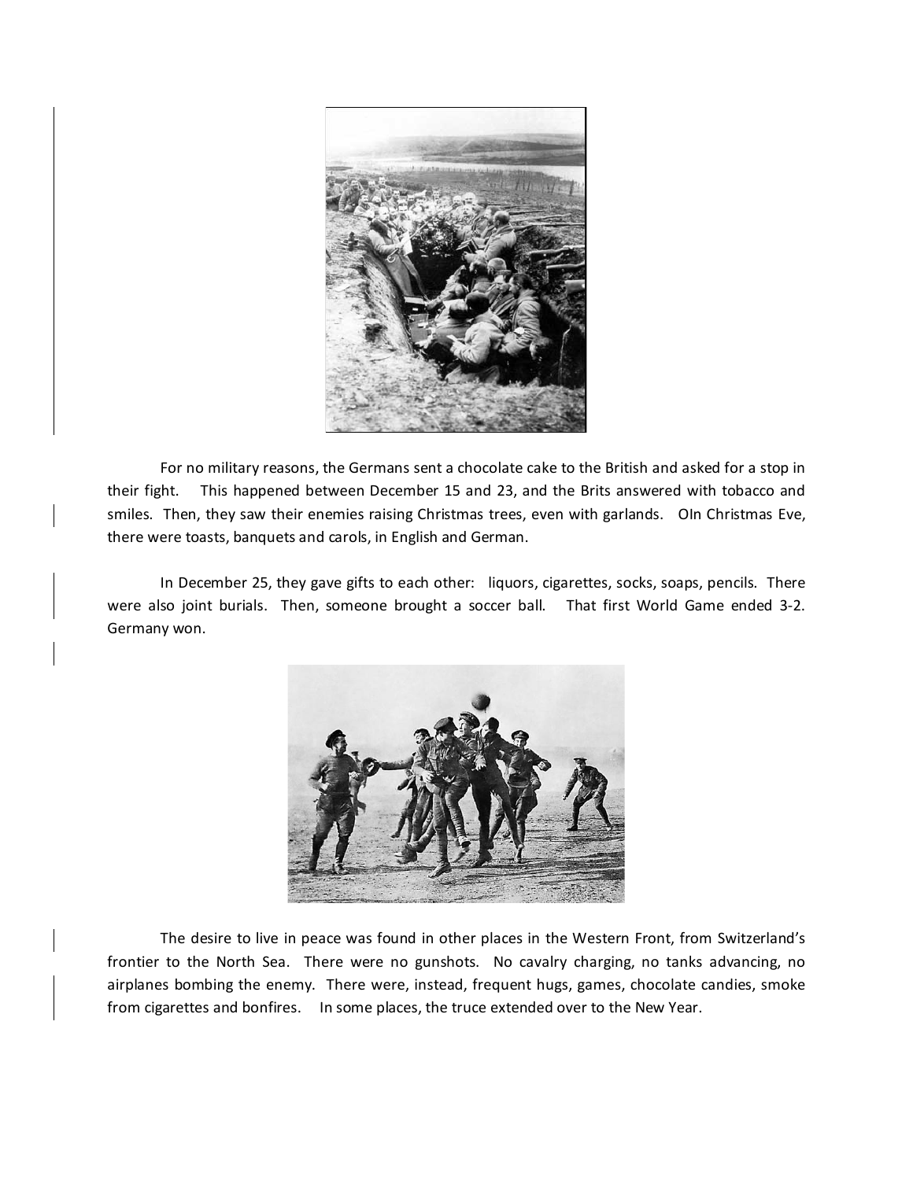For no military reasons, the Germans sent a chocolate cake to the British and asked for a stop in their fight. This happened between December 15 and 23, and the Brits answered with tobacco and smiles. Then, they saw their enemies raising Christmas trees, even with garlands. OIn Christmas Eve, there were toasts, banquets and carols, in English and German.

In December 25, they gave gifts to each other: liquors, cigarettes, socks, soaps, pencils. There were also joint burials. Then, someone brought a soccer ball. That first World Game ended 3-2. Germany won.

The desire to live in peace was found in other places in the Western Front, from Switzerland's frontier to the North Sea. There were no gunshots. No cavalry charging, no tanks advancing, no airplanes bombing the enemy. There were, instead, frequent hugs, games, chocolate candies, smoke from cigarettes and bonfires. In some places, the truce extended over to the New Year.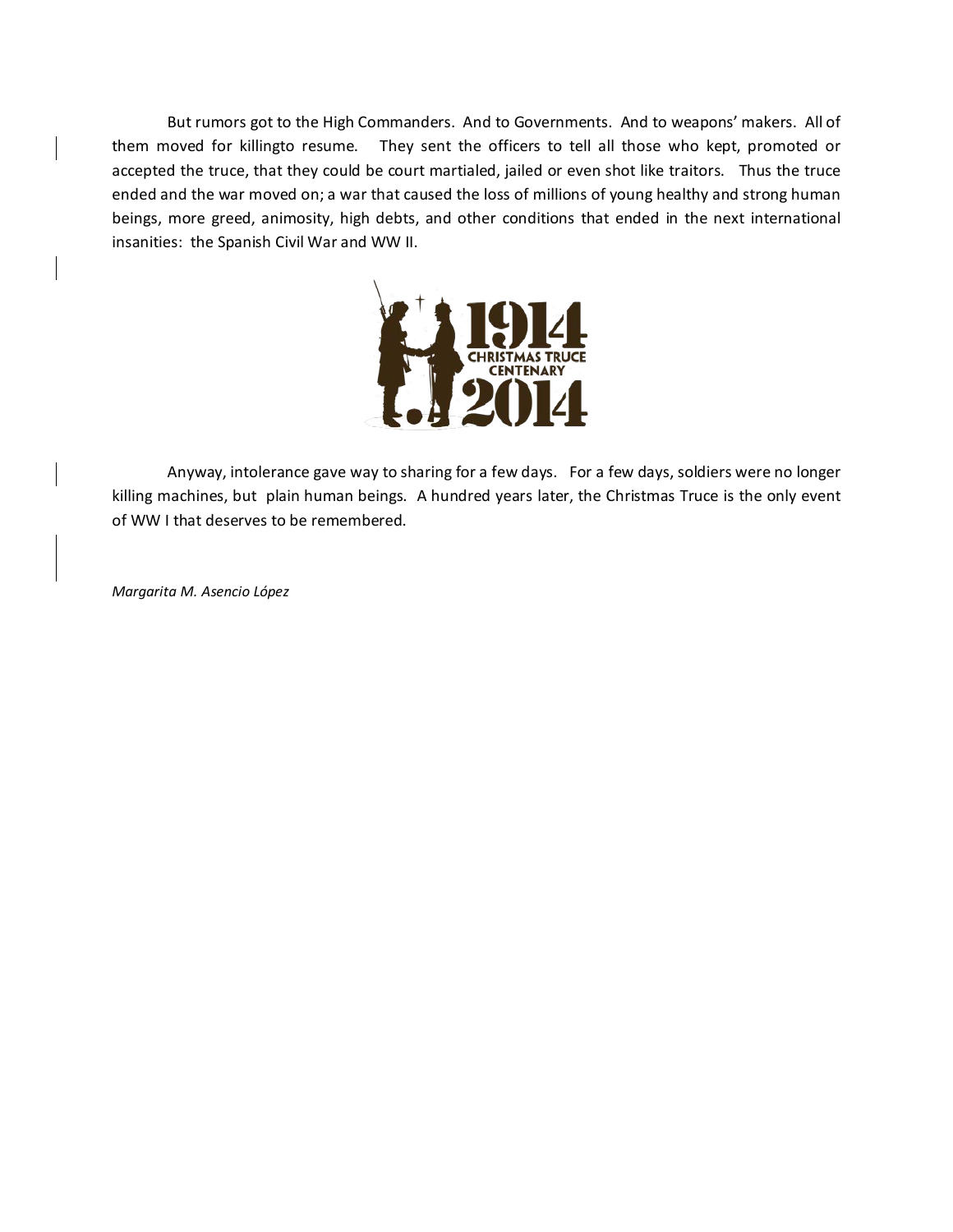But rumors got to the High Commanders. And to Governments. And to weapons' makers. All of them moved for killingto resume. They sent the officers to tell all those who kept, promoted or accepted the truce, that they could be court martialed, jailed or even shot like traitors. Thus the truce ended and the war moved on; a war that caused the loss of millions of young healthy and strong human beings, more greed, animosity, high debts, and other conditions that ended in the next international insanities: the Spanish Civil War and WW II.

1914
CHRISTMAS TRUCE
CENTENARY
2014

Anyway, intolerance gave way to sharing for a few days. For a few days, soldiers were no longer killing machines, but plain human beings. A hundred years later, the Christmas Truce is the only event of WW I that deserves to be remembered.

*Margarita M. Asencio López*